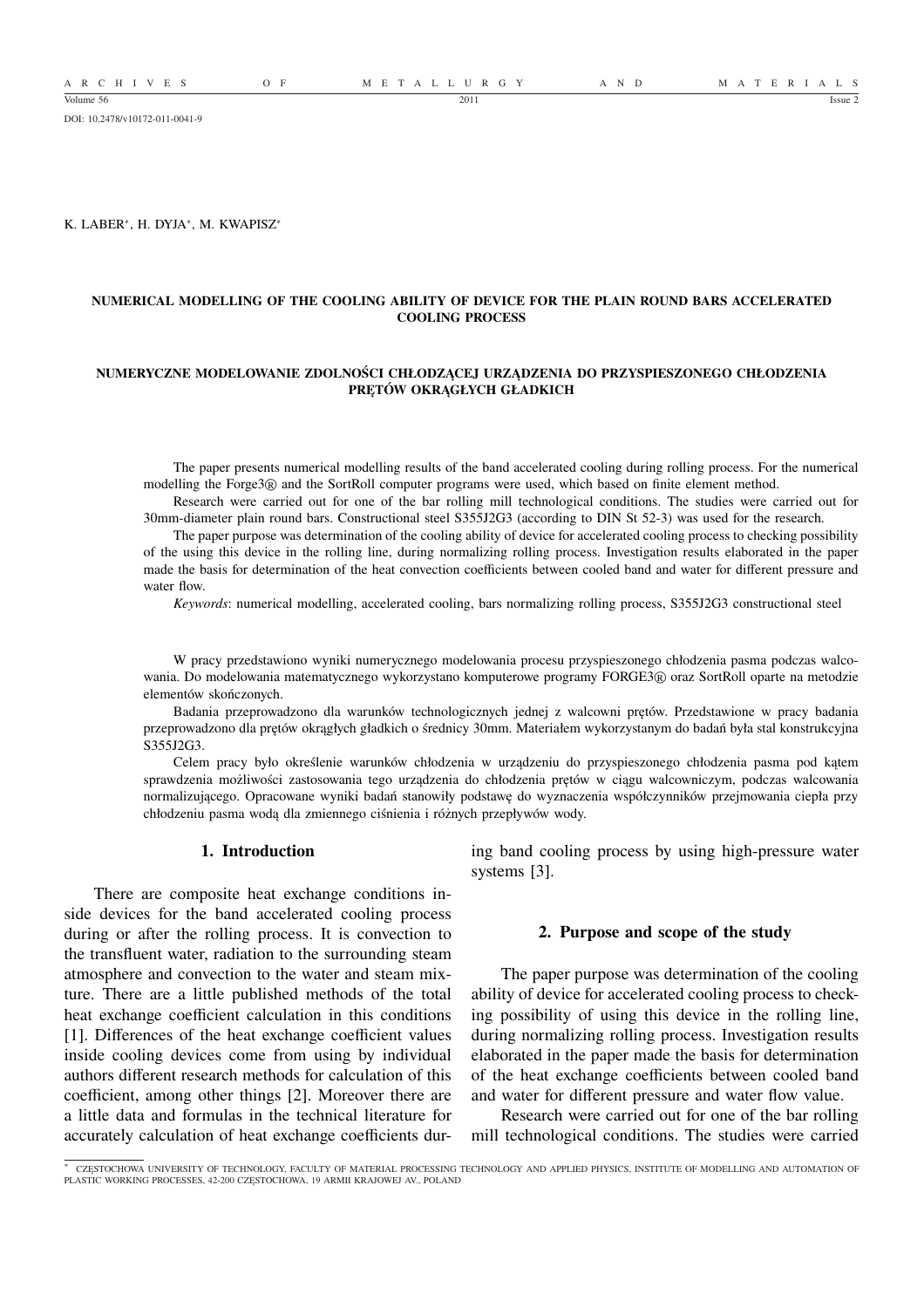DOI: 10.2478/v10172-011-0041-9

K. LABER[*], H. DYJA[*], M. KWAPISZ[*]

# NUMERICAL MODELLING OF THE COOLING ABILITY OF DEVICE FOR THE PLAIN ROUND BARS ACCELERATED COOLING PROCESS

# NUMERYCZNE MODELOWANIE ZDOLNOŚCI CHŁODZĄCEJ URZĄDZENIA DO PRZYSPIESZONEGO CHŁODZENIA PRĘTÓW OKRĄGŁYCH GŁADKICH

The paper presents numerical modelling results of the band accelerated cooling during rolling process. For the numerical modelling the Forge3® and the SortRoll computer programs were used, which based on finite element method.

Research were carried out for one of the bar rolling mill technological conditions. The studies were carried out for 30mm-diameter plain round bars. Constructional steel S355J2G3 (according to DIN St 52-3) was used for the research.

The paper purpose was determination of the cooling ability of device for accelerated cooling process to checking possibility of the using this device in the rolling line, during normalizing rolling process. Investigation results elaborated in the paper made the basis for determination of the heat convection coefficients between cooled band and water for different pressure and water flow.

*Keywords*: numerical modelling, accelerated cooling, bars normalizing rolling process, S355J2G3 constructional steel

W pracy przedstawiono wyniki numerycznego modelowania procesu przyspieszonego chłodzenia pasma podczas walcowania. Do modelowania matematycznego wykorzystano komputerowe programy FORGE3® oraz SortRoll oparte na metodzie elementów skończonych.

Badania przeprowadzono dla warunków technologicznych jednej z walcowni prętów. Przedstawione w pracy badania przeprowadzono dla prętów okrągłych gładkich o średnicy 30mm. Materiałem wykorzystanym do badań była stal konstrukcyjna S355J2G3.

Celem pracy było określenie warunków chłodzenia w urządzeniu do przyspieszonego chłodzenia pasma pod kątem sprawdzenia możliwości zastosowania tego urządzenia do chłodzenia prętów w ciągu walcowniczym, podczas walcowania normalizującego. Opracowane wyniki badań stanowiły podstawę do wyznaczenia współczynników przejmowania ciepła przy chłodzeniu pasma wodą dla zmiennego ciśnienia i różnych przepływów wody.

## 1. Introduction

There are composite heat exchange conditions inside devices for the band accelerated cooling process during or after the rolling process. It is convection to the transfluent water, radiation to the surrounding steam atmosphere and convection to the water and steam mixture. There are a little published methods of the total heat exchange coefficient calculation in this conditions [1]. Differences of the heat exchange coefficient values inside cooling devices come from using by individual authors different research methods for calculation of this coefficient, among other things [2]. Moreover there are a little data and formulas in the technical literature for accurately calculation of heat exchange coefficients during band cooling process by using high-pressure water systems [3].

## 2. Purpose and scope of the study

The paper purpose was determination of the cooling ability of device for accelerated cooling process to checking possibility of using this device in the rolling line, during normalizing rolling process. Investigation results elaborated in the paper made the basis for determination of the heat exchange coefficients between cooled band and water for different pressure and water flow value.

Research were carried out for one of the bar rolling mill technological conditions. The studies were carried

[*] CZĘSTOCHOWA UNIVERSITY OF TECHNOLOGY, FACULTY OF MATERIAL PROCESSING TECHNOLOGY AND APPLIED PHYSICS, INSTITUTE OF MODELLING AND AUTOMATION OF PLASTIC WORKING PROCESSES, 42-200 CZĘSTOCHOWA, 19 ARMII KRAJOWEJ AV., POLAND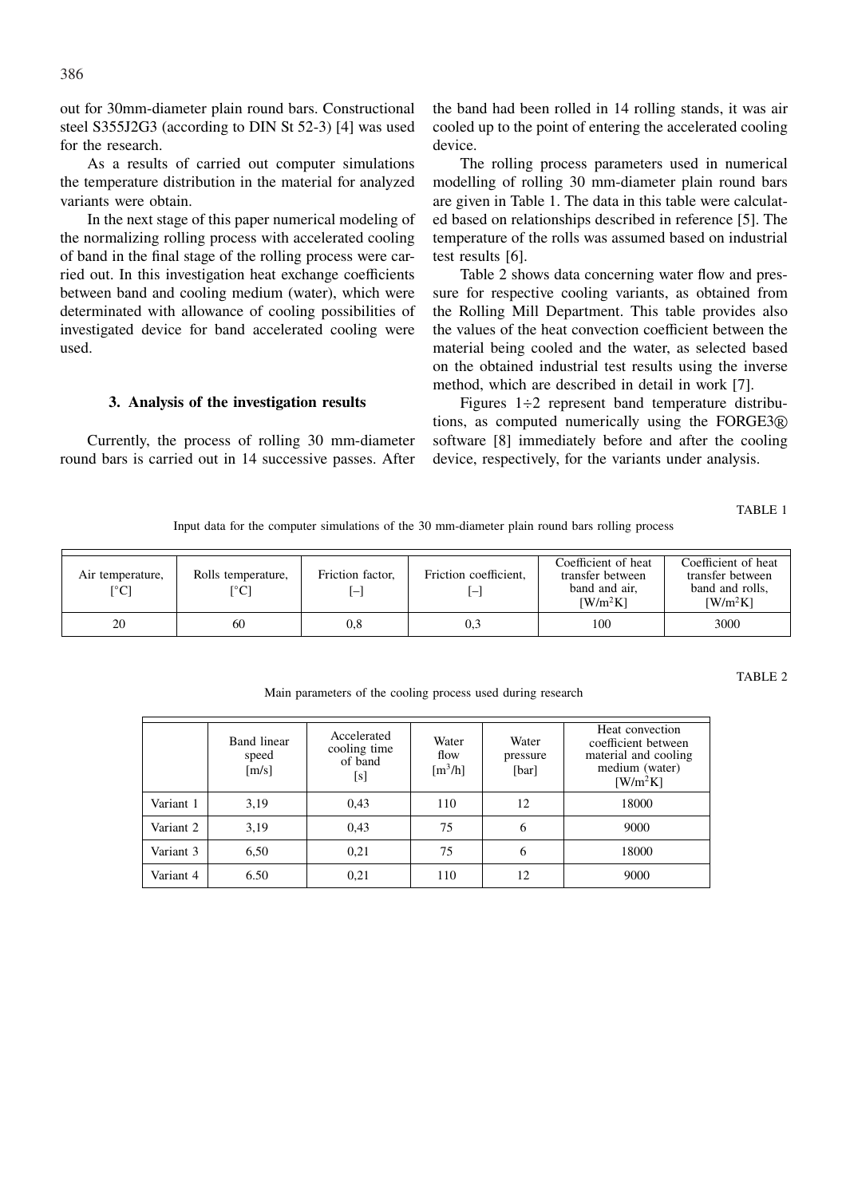out for 30mm-diameter plain round bars. Constructional steel S355J2G3 (according to DIN St 52-3) [4] was used for the research.

As a results of carried out computer simulations the temperature distribution in the material for analyzed variants were obtain.

In the next stage of this paper numerical modeling of the normalizing rolling process with accelerated cooling of band in the final stage of the rolling process were carried out. In this investigation heat exchange coefficients between band and cooling medium (water), which were determinated with allowance of cooling possibilities of investigated device for band accelerated cooling were used.

### 3. Analysis of the investigation results

Currently, the process of rolling 30 mm-diameter round bars is carried out in 14 successive passes. After the band had been rolled in 14 rolling stands, it was air cooled up to the point of entering the accelerated cooling device.

The rolling process parameters used in numerical modelling of rolling 30 mm-diameter plain round bars are given in Table 1. The data in this table were calculated based on relationships described in reference [5]. The temperature of the rolls was assumed based on industrial test results [6].

Table 2 shows data concerning water flow and pressure for respective cooling variants, as obtained from the Rolling Mill Department. This table provides also the values of the heat convection coefficient between the material being cooled and the water, as selected based on the obtained industrial test results using the inverse method, which are described in detail in work [7].

Figures 1÷2 represent band temperature distributions, as computed numerically using the FORGE3® software [8] immediately before and after the cooling device, respectively, for the variants under analysis.

TABLE 1

Input data for the computer simulations of the 30 mm-diameter plain round bars rolling process

| Air temperature, [°C] | Rolls temperature, [°C] | Friction factor, [–] | Friction coefficient, [–] | Coefficient of heat transfer between band and air, [W/m²K] | Coefficient of heat transfer between band and rolls, [W/m²K] |
|---|---|---|---|---|---|
| 20 | 60 | 0,8 | 0,3 | 100 | 3000 |

TABLE 2

Main parameters of the cooling process used during research

| | Band linear speed [m/s] | Accelerated cooling time of band [s] | Water flow [m³/h] | Water pressure [bar] | Heat convection coefficient between material and cooling medium (water) [W/m²K] |
|---|---|---|---|---|---|
| Variant 1 | 3,19 | 0,43 | 110 | 12 | 18000 |
| Variant 2 | 3,19 | 0,43 | 75 | 6 | 9000 |
| Variant 3 | 6,50 | 0,21 | 75 | 6 | 18000 |
| Variant 4 | 6.50 | 0,21 | 110 | 12 | 9000 |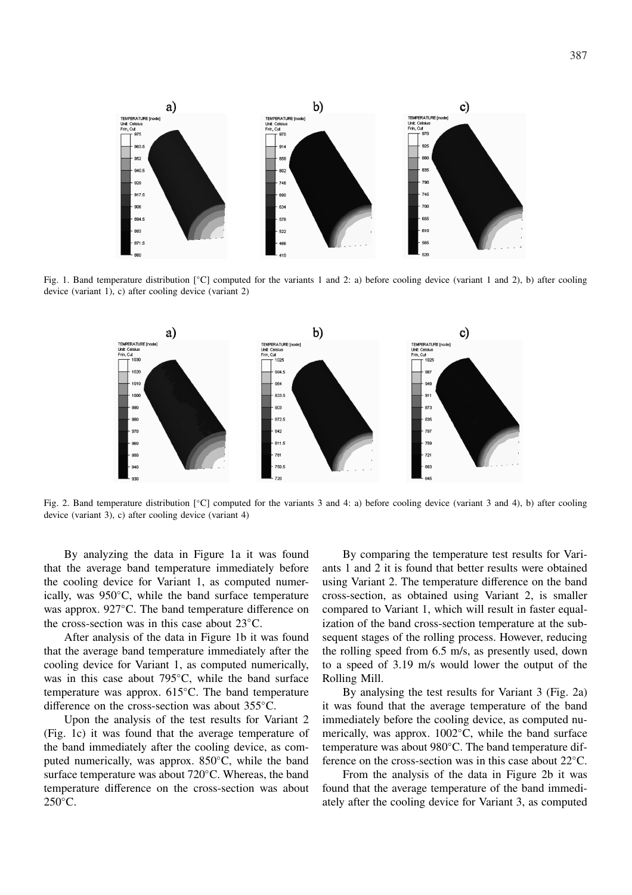Fig. 1. Band temperature distribution [°C] computed for the variants 1 and 2: a) before cooling device (variant 1 and 2), b) after cooling device (variant 1), c) after cooling device (variant 2)

Fig. 2. Band temperature distribution [°C] computed for the variants 3 and 4: a) before cooling device (variant 3 and 4), b) after cooling device (variant 3), c) after cooling device (variant 4)

By analyzing the data in Figure 1a it was found that the average band temperature immediately before the cooling device for Variant 1, as computed numerically, was 950°C, while the band surface temperature was approx. 927°C. The band temperature difference on the cross-section was in this case about 23°C.

After analysis of the data in Figure 1b it was found that the average band temperature immediately after the cooling device for Variant 1, as computed numerically, was in this case about 795°C, while the band surface temperature was approx. 615°C. The band temperature difference on the cross-section was about 355°C.

Upon the analysis of the test results for Variant 2 (Fig. 1c) it was found that the average temperature of the band immediately after the cooling device, as computed numerically, was approx. 850°C, while the band surface temperature was about 720°C. Whereas, the band temperature difference on the cross-section was about 250°C.

By comparing the temperature test results for Variants 1 and 2 it is found that better results were obtained using Variant 2. The temperature difference on the band cross-section, as obtained using Variant 2, is smaller compared to Variant 1, which will result in faster equalization of the band cross-section temperature at the subsequent stages of the rolling process. However, reducing the rolling speed from 6.5 m/s, as presently used, down to a speed of 3.19 m/s would lower the output of the Rolling Mill.

By analysing the test results for Variant 3 (Fig. 2a) it was found that the average temperature of the band immediately before the cooling device, as computed numerically, was approx. 1002°C, while the band surface temperature was about 980°C. The band temperature difference on the cross-section was in this case about 22°C.

From the analysis of the data in Figure 2b it was found that the average temperature of the band immediately after the cooling device for Variant 3, as computed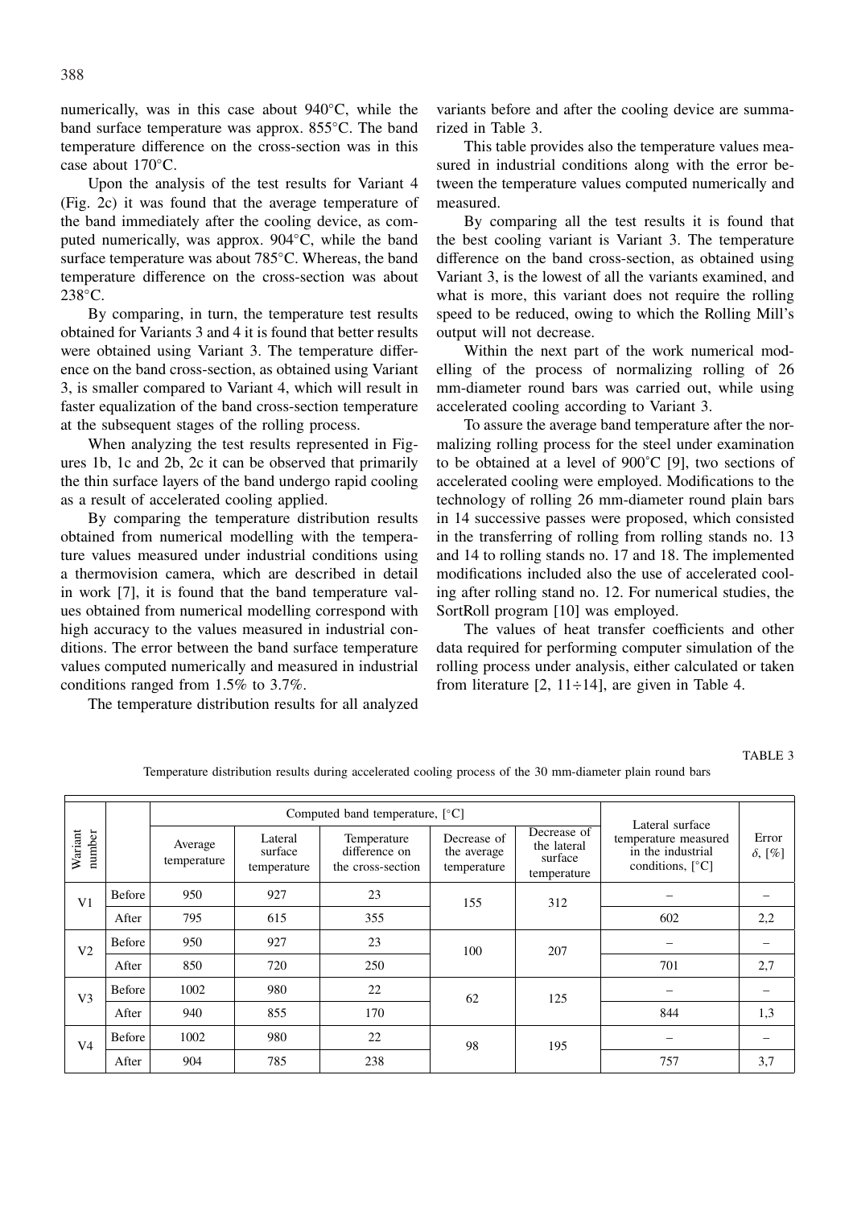numerically, was in this case about 940°C, while the band surface temperature was approx. 855°C. The band temperature difference on the cross-section was in this case about 170°C.

Upon the analysis of the test results for Variant 4 (Fig. 2c) it was found that the average temperature of the band immediately after the cooling device, as computed numerically, was approx. 904°C, while the band surface temperature was about 785°C. Whereas, the band temperature difference on the cross-section was about 238°C.

By comparing, in turn, the temperature test results obtained for Variants 3 and 4 it is found that better results were obtained using Variant 3. The temperature difference on the band cross-section, as obtained using Variant 3, is smaller compared to Variant 4, which will result in faster equalization of the band cross-section temperature at the subsequent stages of the rolling process.

When analyzing the test results represented in Figures 1b, 1c and 2b, 2c it can be observed that primarily the thin surface layers of the band undergo rapid cooling as a result of accelerated cooling applied.

By comparing the temperature distribution results obtained from numerical modelling with the temperature values measured under industrial conditions using a thermovision camera, which are described in detail in work [7], it is found that the band temperature values obtained from numerical modelling correspond with high accuracy to the values measured in industrial conditions. The error between the band surface temperature values computed numerically and measured in industrial conditions ranged from 1.5% to 3.7%.

The temperature distribution results for all analyzed variants before and after the cooling device are summarized in Table 3.

This table provides also the temperature values measured in industrial conditions along with the error between the temperature values computed numerically and measured.

By comparing all the test results it is found that the best cooling variant is Variant 3. The temperature difference on the band cross-section, as obtained using Variant 3, is the lowest of all the variants examined, and what is more, this variant does not require the rolling speed to be reduced, owing to which the Rolling Mill's output will not decrease.

Within the next part of the work numerical modelling of the process of normalizing rolling of 26 mm-diameter round bars was carried out, while using accelerated cooling according to Variant 3.

To assure the average band temperature after the normalizing rolling process for the steel under examination to be obtained at a level of 900˚C [9], two sections of accelerated cooling were employed. Modifications to the technology of rolling 26 mm-diameter round plain bars in 14 successive passes were proposed, which consisted in the transferring of rolling from rolling stands no. 13 and 14 to rolling stands no. 17 and 18. The implemented modifications included also the use of accelerated cooling after rolling stand no. 12. For numerical studies, the SortRoll program [10] was employed.

The values of heat transfer coefficients and other data required for performing computer simulation of the rolling process under analysis, either calculated or taken from literature [2, 11÷14], are given in Table 4.

TABLE 3

Temperature distribution results during accelerated cooling process of the 30 mm-diameter plain round bars

| Wariant number | | Computed band temperature, [°C] | | | | | Lateral surface temperature measured in the industrial conditions, [°C] | Error $\delta$, [%] |
|---|---|---|---|---|---|---|---|---|
| | | Average temperature | Lateral surface temperature | Temperature difference on the cross-section | Decrease of the average temperature | Decrease of the lateral surface temperature | | |
| V1 | Before | 950 | 927 | 23 | 155 | 312 | – | – |
| | After | 795 | 615 | 355 | | | 602 | 2,2 |
| V2 | Before | 950 | 927 | 23 | 100 | 207 | – | – |
| | After | 850 | 720 | 250 | | | 701 | 2,7 |
| V3 | Before | 1002 | 980 | 22 | 62 | 125 | – | – |
| | After | 940 | 855 | 170 | | | 844 | 1,3 |
| V4 | Before | 1002 | 980 | 22 | 98 | 195 | – | – |
| | After | 904 | 785 | 238 | | | 757 | 3,7 |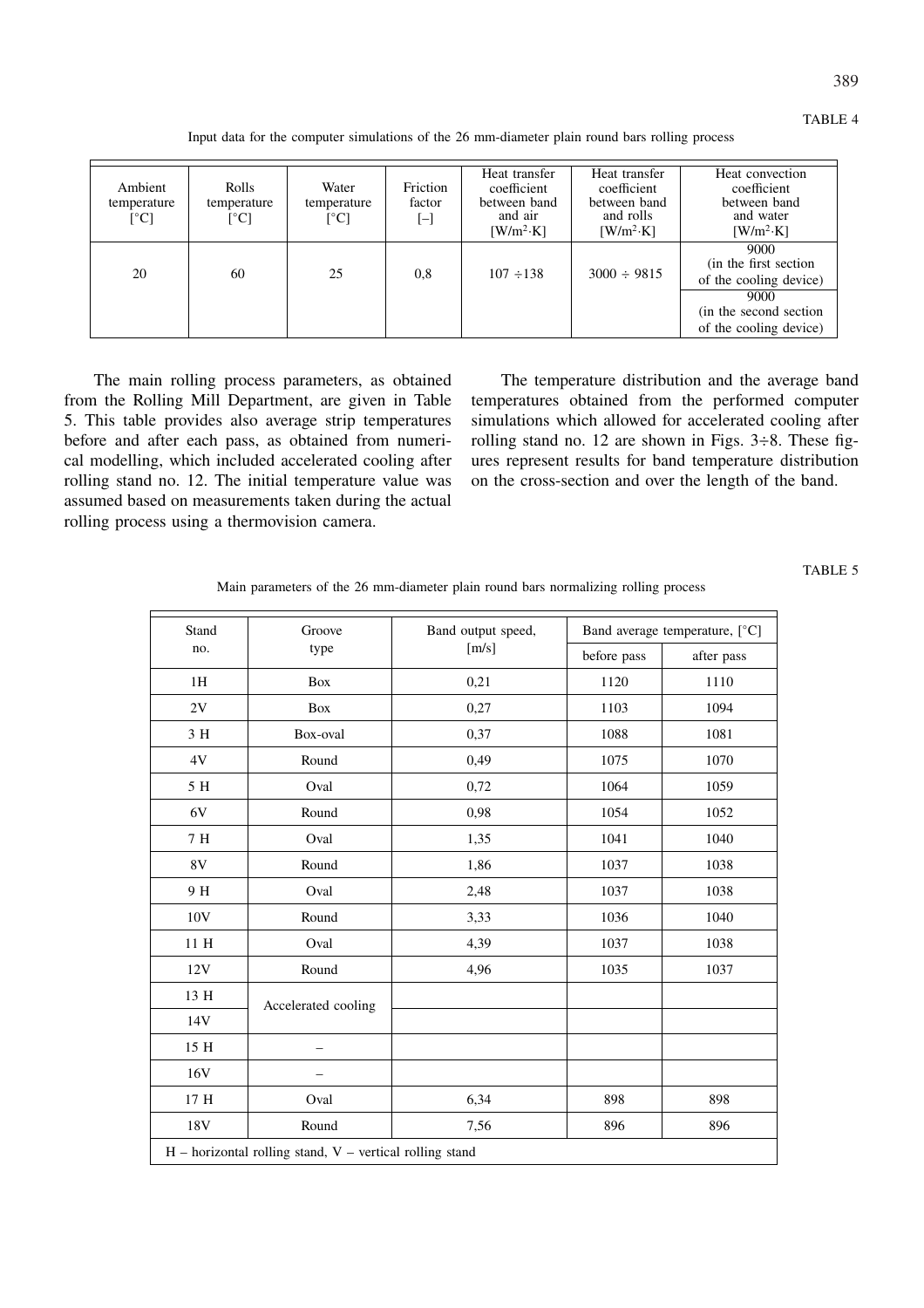TABLE 4

Input data for the computer simulations of the 26 mm-diameter plain round bars rolling process

| Ambient temperature [°C] | Rolls temperature [°C] | Water temperature [°C] | Friction factor [–] | Heat transfer coefficient between band and air [W/m$^2$·K] | Heat transfer coefficient between band and rolls [W/m$^2$·K] | Heat convection coefficient between band and water [W/m$^2$·K] |
|---|---|---|---|---|---|---|
| 20 | 60 | 25 | 0,8 | 107 ÷138 | 3000 ÷ 9815 | 9000 (in the first section of the cooling device) |
| | | | | | | 9000 (in the second section of the cooling device) |

The main rolling process parameters, as obtained from the Rolling Mill Department, are given in Table 5. This table provides also average strip temperatures before and after each pass, as obtained from numerical modelling, which included accelerated cooling after rolling stand no. 12. The initial temperature value was assumed based on measurements taken during the actual rolling process using a thermovision camera.

The temperature distribution and the average band temperatures obtained from the performed computer simulations which allowed for accelerated cooling after rolling stand no. 12 are shown in Figs. 3÷8. These figures represent results for band temperature distribution on the cross-section and over the length of the band.

TABLE 5

Main parameters of the 26 mm-diameter plain round bars normalizing rolling process

| Stand no. | Groove type | Band output speed, [m/s] | Band average temperature, [°C] | |
|---|---|---|---|---|
| | | | before pass | after pass |
| 1H | Box | 0,21 | 1120 | 1110 |
| 2V | Box | 0,27 | 1103 | 1094 |
| 3 H | Box-oval | 0,37 | 1088 | 1081 |
| 4V | Round | 0,49 | 1075 | 1070 |
| 5 H | Oval | 0,72 | 1064 | 1059 |
| 6V | Round | 0,98 | 1054 | 1052 |
| 7 H | Oval | 1,35 | 1041 | 1040 |
| 8V | Round | 1,86 | 1037 | 1038 |
| 9 H | Oval | 2,48 | 1037 | 1038 |
| 10V | Round | 3,33 | 1036 | 1040 |
| 11 H | Oval | 4,39 | 1037 | 1038 |
| 12V | Round | 4,96 | 1035 | 1037 |
| 13 H | Accelerated cooling | | | |
| 14V | | | | |
| 15 H | – | | | |
| 16V | – | | | |
| 17 H | Oval | 6,34 | 898 | 898 |
| 18V | Round | 7,56 | 896 | 896 |
| H – horizontal rolling stand, V – vertical rolling stand | | | | |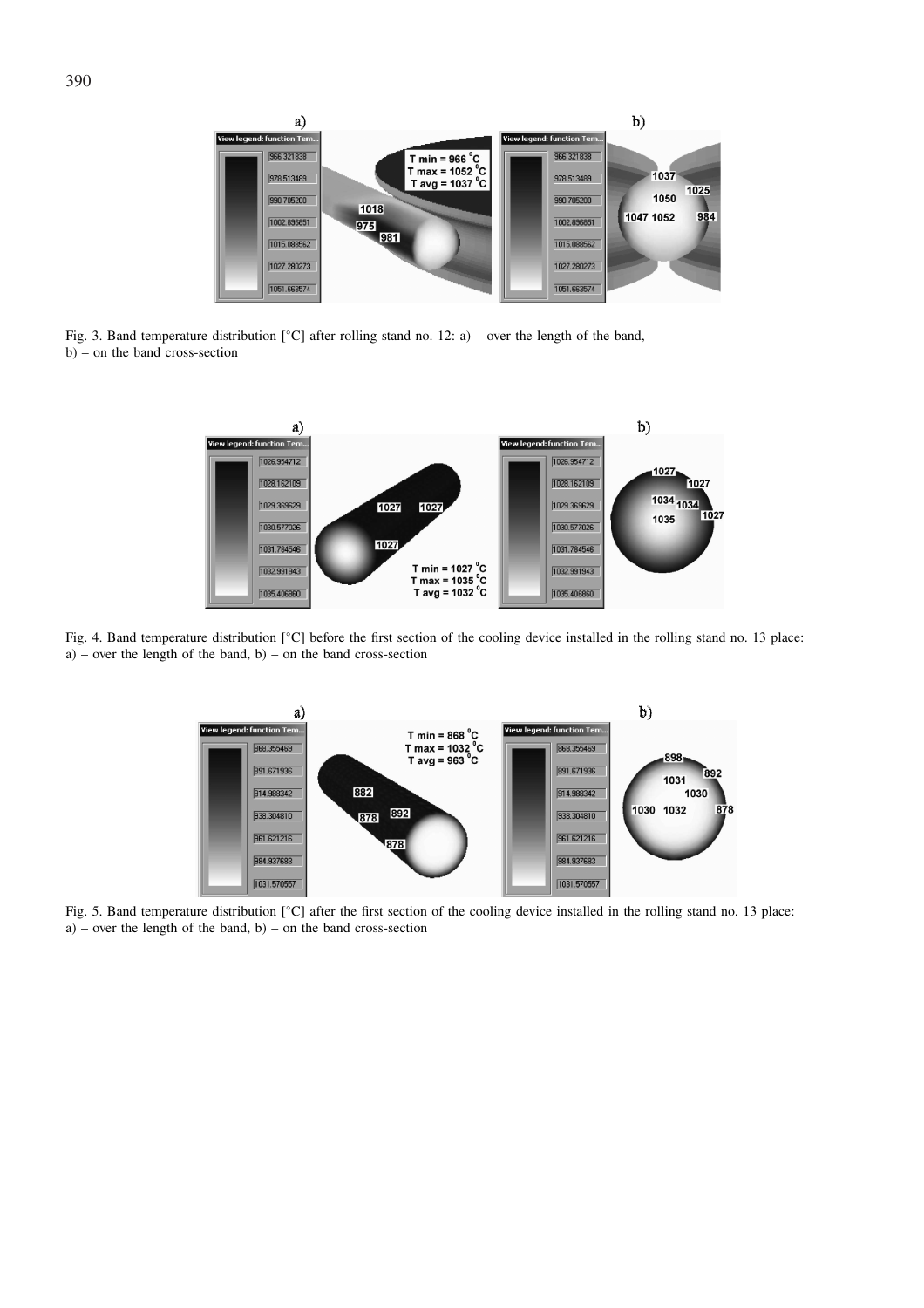Fig. 3. Band temperature distribution [°C] after rolling stand no. 12: a) – over the length of the band, b) – on the band cross-section

Fig. 4. Band temperature distribution [°C] before the first section of the cooling device installed in the rolling stand no. 13 place: a) – over the length of the band, b) – on the band cross-section

Fig. 5. Band temperature distribution [°C] after the first section of the cooling device installed in the rolling stand no. 13 place: a) – over the length of the band, b) – on the band cross-section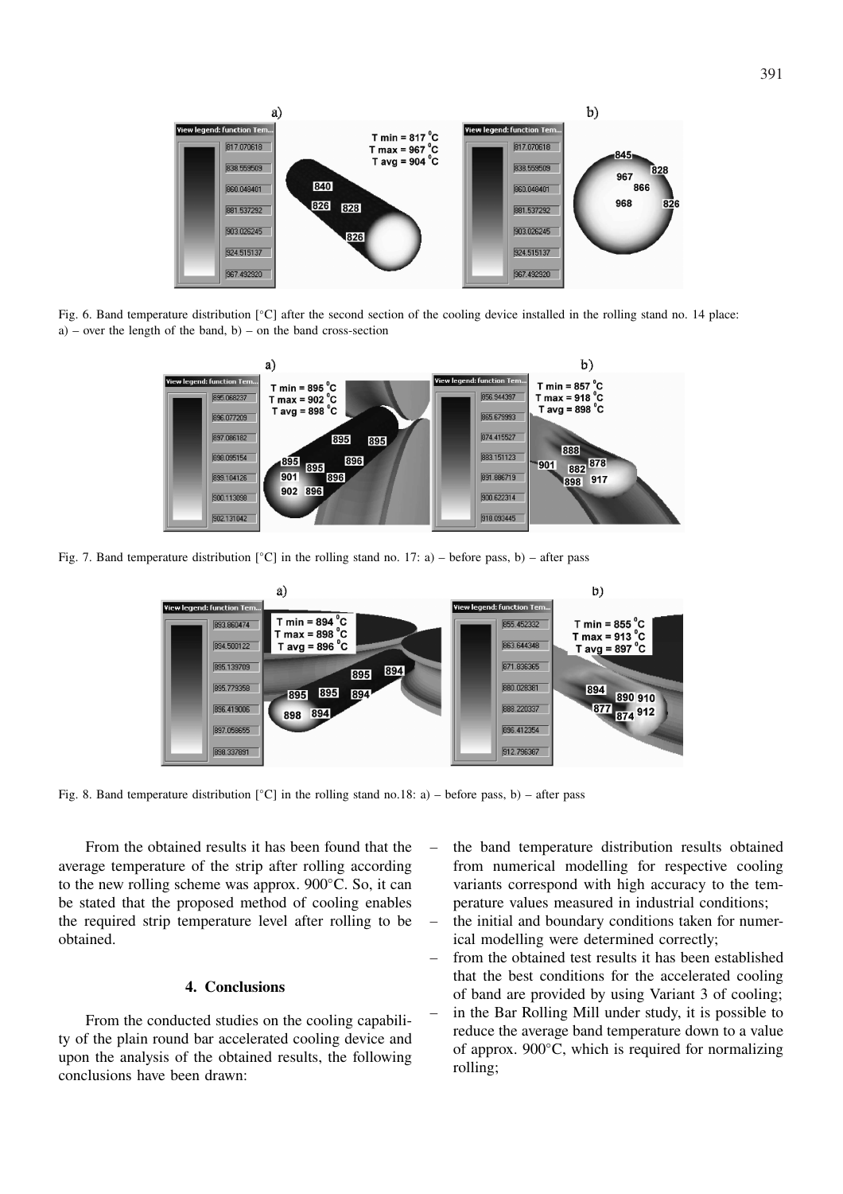Fig. 6. Band temperature distribution [°C] after the second section of the cooling device installed in the rolling stand no. 14 place: a) – over the length of the band, b) – on the band cross-section

Fig. 7. Band temperature distribution [°C] in the rolling stand no. 17: a) – before pass, b) – after pass

Fig. 8. Band temperature distribution [°C] in the rolling stand no.18: a) – before pass, b) – after pass

From the obtained results it has been found that the average temperature of the strip after rolling according to the new rolling scheme was approx. 900°C. So, it can be stated that the proposed method of cooling enables the required strip temperature level after rolling to be obtained.

## 4. Conclusions

From the conducted studies on the cooling capability of the plain round bar accelerated cooling device and upon the analysis of the obtained results, the following conclusions have been drawn:

- the band temperature distribution results obtained from numerical modelling for respective cooling variants correspond with high accuracy to the temperature values measured in industrial conditions;
- the initial and boundary conditions taken for numerical modelling were determined correctly;
- from the obtained test results it has been established that the best conditions for the accelerated cooling of band are provided by using Variant 3 of cooling;
- in the Bar Rolling Mill under study, it is possible to reduce the average band temperature down to a value of approx. 900°C, which is required for normalizing rolling;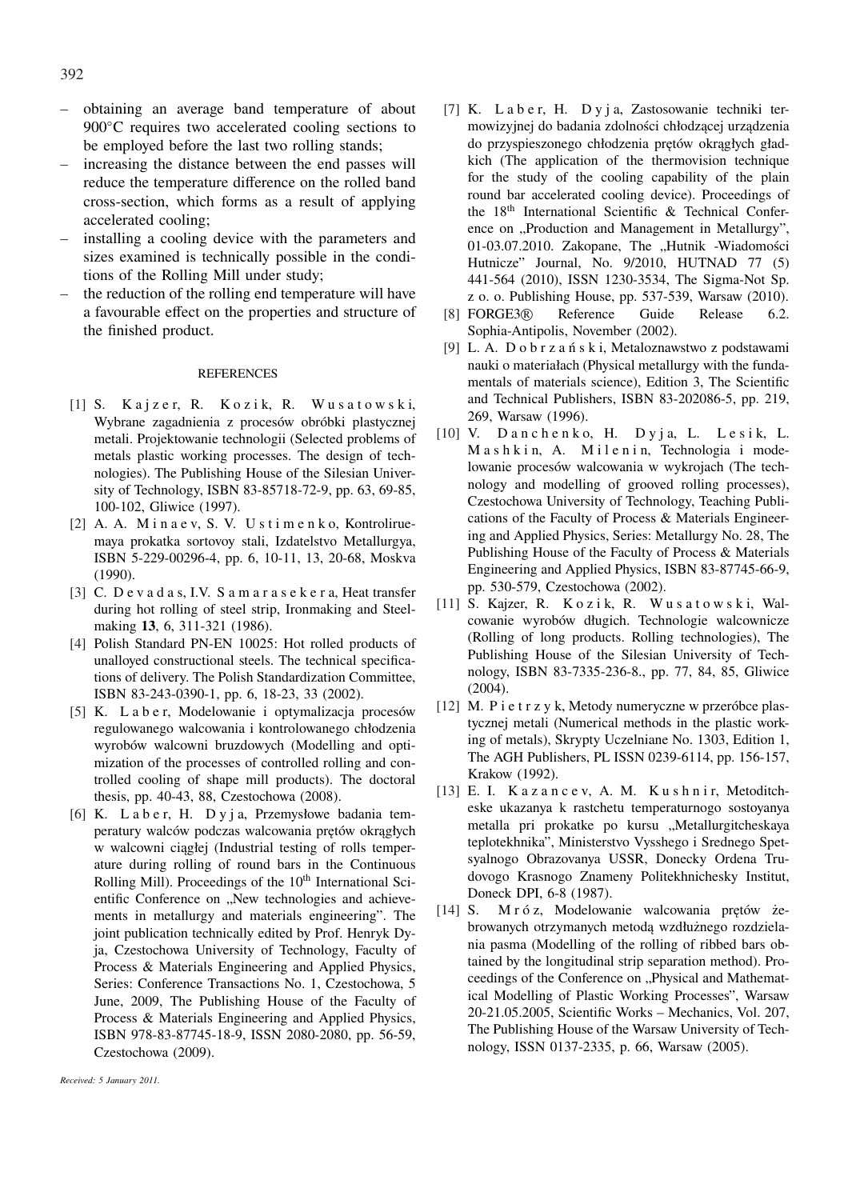- obtaining an average band temperature of about 900°C requires two accelerated cooling sections to be employed before the last two rolling stands;
- increasing the distance between the end passes will reduce the temperature difference on the rolled band cross-section, which forms as a result of applying accelerated cooling;
- installing a cooling device with the parameters and sizes examined is technically possible in the conditions of the Rolling Mill under study;
- the reduction of the rolling end temperature will have a favourable effect on the properties and structure of the finished product.

## REFERENCES

[1] S. Kajzer, R. Kozik, R. Wusatowski, Wybrane zagadnienia z procesów obróbki plastycznej metali. Projektowanie technologii (Selected problems of metals plastic working processes. The design of technologies). The Publishing House of the Silesian University of Technology, ISBN 83-85718-72-9, pp. 63, 69-85, 100-102, Gliwice (1997).

[2] A. A. Minaev, S. V. Ustimenko, Kontroliruemaya prokatka sortovoy stali, Izdatelstvo Metallurgya, ISBN 5-229-00296-4, pp. 6, 10-11, 13, 20-68, Moskva (1990).

[3] C. Devadas, I.V. Samarasekera, Heat transfer during hot rolling of steel strip, Ironmaking and Steelmaking **13**, 6, 311-321 (1986).

[4] Polish Standard PN-EN 10025: Hot rolled products of unalloyed constructional steels. The technical specifications of delivery. The Polish Standardization Committee, ISBN 83-243-0390-1, pp. 6, 18-23, 33 (2002).

[5] K. Laber, Modelowanie i optymalizacja procesów regulowanego walcowania i kontrolowanego chłodzenia wyrobów walcowni bruzdowych (Modelling and optimization of the processes of controlled rolling and controlled cooling of shape mill products). The doctoral thesis, pp. 40-43, 88, Czestochowa (2008).

[6] K. Laber, H. Dyja, Przemysłowe badania temperatury walców podczas walcowania prętów okrągłych w walcowni ciągłej (Industrial testing of rolls temperature during rolling of round bars in the Continuous Rolling Mill). Proceedings of the 10th International Scientific Conference on „New technologies and achievements in metallurgy and materials engineering". The joint publication technically edited by Prof. Henryk Dyja, Czestochowa University of Technology, Faculty of Process & Materials Engineering and Applied Physics, Series: Conference Transactions No. 1, Czestochowa, 5 June, 2009, The Publishing House of the Faculty of Process & Materials Engineering and Applied Physics, ISBN 978-83-87745-18-9, ISSN 2080-2080, pp. 56-59, Czestochowa (2009).

[7] K. Laber, H. Dyja, Zastosowanie techniki termowizyjnej do badania zdolności chłodzącej urządzenia do przyspieszonego chłodzenia prętów okrągłych gładkich (The application of the thermovision technique for the study of the cooling capability of the plain round bar accelerated cooling device). Proceedings of the 18th International Scientific & Technical Conference on „Production and Management in Metallurgy", 01-03.07.2010. Zakopane, The „Hutnik -Wiadomości Hutnicze" Journal, No. 9/2010, HUTNAD 77 (5) 441-564 (2010), ISSN 1230-3534, The Sigma-Not Sp. z o. o. Publishing House, pp. 537-539, Warsaw (2010).

[8] FORGE3® Reference Guide Release 6.2. Sophia-Antipolis, November (2002).

[9] L. A. Dobrzański, Metaloznawstwo z podstawami nauki o materiałach (Physical metallurgy with the fundamentals of materials science), Edition 3, The Scientific and Technical Publishers, ISBN 83-202086-5, pp. 219, 269, Warsaw (1996).

[10] V. Danchenko, H. Dyja, L. Lesik, L. Mashkin, A. Milenin, Technologia i modelowanie procesów walcowania w wykrojach (The technology and modelling of grooved rolling processes), Czestochowa University of Technology, Teaching Publications of the Faculty of Process & Materials Engineering and Applied Physics, Series: Metallurgy No. 28, The Publishing House of the Faculty of Process & Materials Engineering and Applied Physics, ISBN 83-87745-66-9, pp. 530-579, Czestochowa (2002).

[11] S. Kajzer, R. Kozik, R. Wusatowski, Walcowanie wyrobów długich. Technologie walcownicze (Rolling of long products. Rolling technologies), The Publishing House of the Silesian University of Technology, ISBN 83-7335-236-8., pp. 77, 84, 85, Gliwice (2004).

[12] M. Pietrzyk, Metody numeryczne w przeróbce plastycznej metali (Numerical methods in the plastic working of metals), Skrypty Uczelniane No. 1303, Edition 1, The AGH Publishers, PL ISSN 0239-6114, pp. 156-157, Krakow (1992).

[13] E. I. Kazancev, A. M. Kushnir, Metoditcheske ukazanya k rastchetu temperaturnogo sostoyanya metalla pri prokatke po kursu „Metallurgitcheskaya teplotekhnika", Ministerstvo Vysshego i Srednego Spetsyalnogo Obrazovanya USSR, Donecky Ordena Trudovogo Krasnogo Znameny Politekhnichesky Institut, Doneck DPI, 6-8 (1987).

[14] S. Mróz, Modelowanie walcowania prętów żebrowanych otrzymanych metodą wzdłużnego rozdzielania pasma (Modelling of the rolling of ribbed bars obtained by the longitudinal strip separation method). Proceedings of the Conference on „Physical and Mathematical Modelling of Plastic Working Processes", Warsaw 20-21.05.2005, Scientific Works – Mechanics, Vol. 207, The Publishing House of the Warsaw University of Technology, ISSN 0137-2335, p. 66, Warsaw (2005).

*Received: 5 January 2011.*